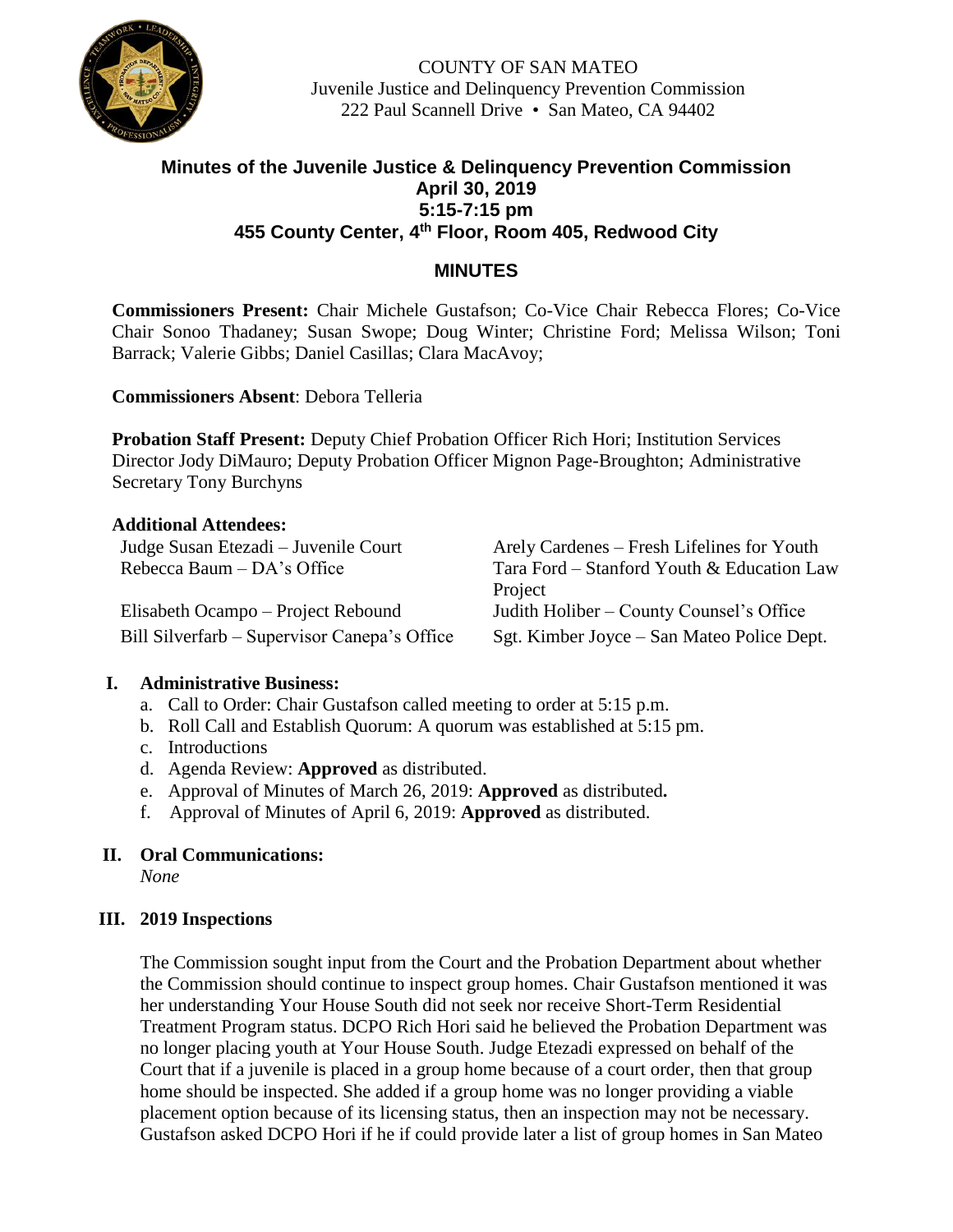COUNTY OF SAN MATEO
Juvenile Justice and Delinquency Prevention Commission
222 Paul Scannell Drive • San Mateo, CA 94402

## Minutes of the Juvenile Justice & Delinquency Prevention Commission
## April 30, 2019
## 5:15-7:15 pm
## 455 County Center, 4th Floor, Room 405, Redwood City

## MINUTES

**Commissioners Present:** Chair Michele Gustafson; Co-Vice Chair Rebecca Flores; Co-Vice Chair Sonoo Thadaney; Susan Swope; Doug Winter; Christine Ford; Melissa Wilson; Toni Barrack; Valerie Gibbs; Daniel Casillas; Clara MacAvoy;

**Commissioners Absent**: Debora Telleria

**Probation Staff Present:** Deputy Chief Probation Officer Rich Hori; Institution Services Director Jody DiMauro; Deputy Probation Officer Mignon Page-Broughton; Administrative Secretary Tony Burchyns

**Additional Attendees:**

| | |
|---|---|
| Judge Susan Etezadi – Juvenile Court | Arely Cardenes – Fresh Lifelines for Youth |
| Rebecca Baum – DA's Office | Tara Ford – Stanford Youth & Education Law Project |
| Elisabeth Ocampo – Project Rebound | Judith Holiber – County Counsel's Office |
| Bill Silverfarb – Supervisor Canepa's Office | Sgt. Kimber Joyce – San Mateo Police Dept. |

### I. Administrative Business:

a. Call to Order: Chair Gustafson called meeting to order at 5:15 p.m.
b. Roll Call and Establish Quorum: A quorum was established at 5:15 pm.
c. Introductions
d. Agenda Review: **Approved** as distributed.
e. Approval of Minutes of March 26, 2019: **Approved** as distributed**.**
f. Approval of Minutes of April 6, 2019: **Approved** as distributed.

### II. Oral Communications:

*None*

### III. 2019 Inspections

The Commission sought input from the Court and the Probation Department about whether the Commission should continue to inspect group homes. Chair Gustafson mentioned it was her understanding Your House South did not seek nor receive Short-Term Residential Treatment Program status. DCPO Rich Hori said he believed the Probation Department was no longer placing youth at Your House South. Judge Etezadi expressed on behalf of the Court that if a juvenile is placed in a group home because of a court order, then that group home should be inspected. She added if a group home was no longer providing a viable placement option because of its licensing status, then an inspection may not be necessary. Gustafson asked DCPO Hori if he if could provide later a list of group homes in San Mateo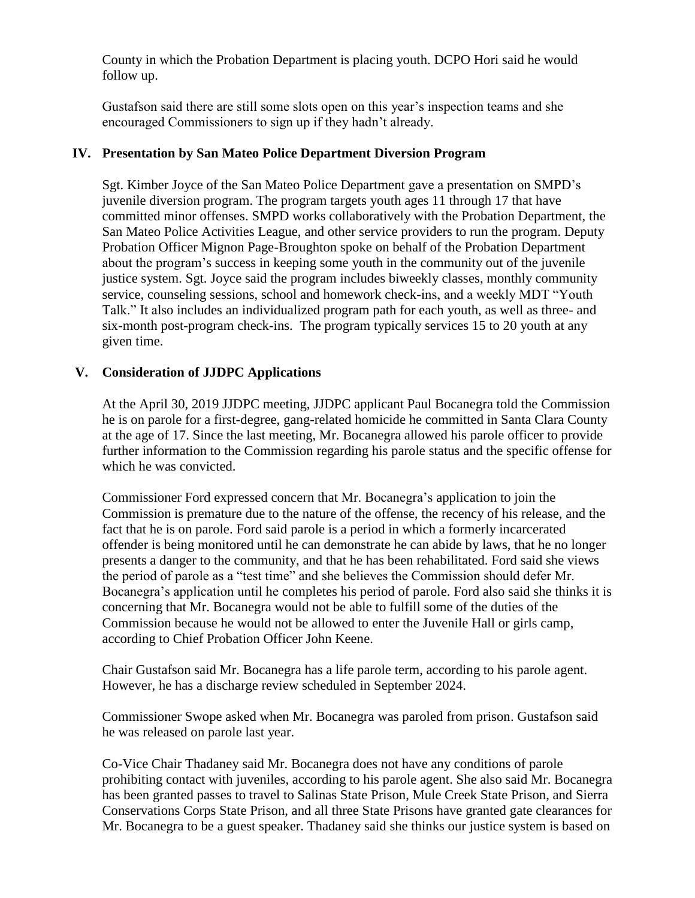County in which the Probation Department is placing youth. DCPO Hori said he would follow up.

Gustafson said there are still some slots open on this year's inspection teams and she encouraged Commissioners to sign up if they hadn't already.

## IV. Presentation by San Mateo Police Department Diversion Program

Sgt. Kimber Joyce of the San Mateo Police Department gave a presentation on SMPD's juvenile diversion program. The program targets youth ages 11 through 17 that have committed minor offenses. SMPD works collaboratively with the Probation Department, the San Mateo Police Activities League, and other service providers to run the program. Deputy Probation Officer Mignon Page-Broughton spoke on behalf of the Probation Department about the program's success in keeping some youth in the community out of the juvenile justice system. Sgt. Joyce said the program includes biweekly classes, monthly community service, counseling sessions, school and homework check-ins, and a weekly MDT "Youth Talk." It also includes an individualized program path for each youth, as well as three- and six-month post-program check-ins. The program typically services 15 to 20 youth at any given time.

## V. Consideration of JJDPC Applications

At the April 30, 2019 JJDPC meeting, JJDPC applicant Paul Bocanegra told the Commission he is on parole for a first-degree, gang-related homicide he committed in Santa Clara County at the age of 17. Since the last meeting, Mr. Bocanegra allowed his parole officer to provide further information to the Commission regarding his parole status and the specific offense for which he was convicted.

Commissioner Ford expressed concern that Mr. Bocanegra's application to join the Commission is premature due to the nature of the offense, the recency of his release, and the fact that he is on parole. Ford said parole is a period in which a formerly incarcerated offender is being monitored until he can demonstrate he can abide by laws, that he no longer presents a danger to the community, and that he has been rehabilitated. Ford said she views the period of parole as a "test time" and she believes the Commission should defer Mr. Bocanegra's application until he completes his period of parole. Ford also said she thinks it is concerning that Mr. Bocanegra would not be able to fulfill some of the duties of the Commission because he would not be allowed to enter the Juvenile Hall or girls camp, according to Chief Probation Officer John Keene.

Chair Gustafson said Mr. Bocanegra has a life parole term, according to his parole agent. However, he has a discharge review scheduled in September 2024.

Commissioner Swope asked when Mr. Bocanegra was paroled from prison. Gustafson said he was released on parole last year.

Co-Vice Chair Thadaney said Mr. Bocanegra does not have any conditions of parole prohibiting contact with juveniles, according to his parole agent. She also said Mr. Bocanegra has been granted passes to travel to Salinas State Prison, Mule Creek State Prison, and Sierra Conservations Corps State Prison, and all three State Prisons have granted gate clearances for Mr. Bocanegra to be a guest speaker. Thadaney said she thinks our justice system is based on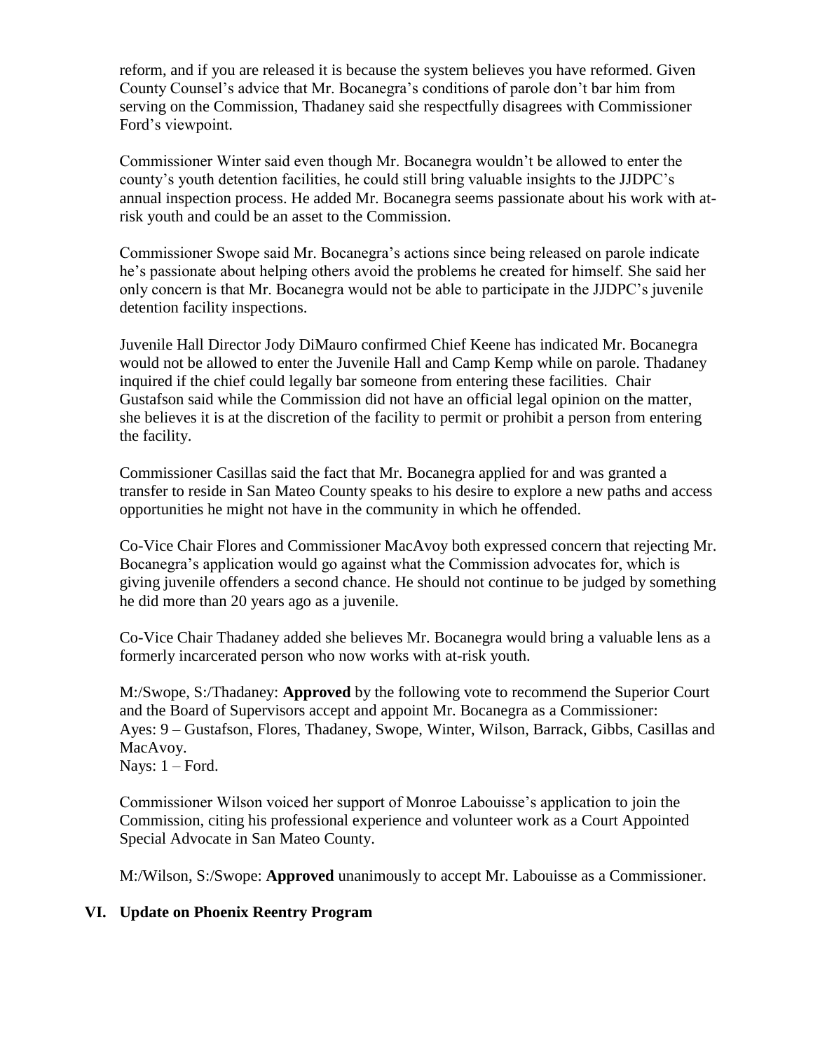reform, and if you are released it is because the system believes you have reformed. Given County Counsel's advice that Mr. Bocanegra's conditions of parole don't bar him from serving on the Commission, Thadaney said she respectfully disagrees with Commissioner Ford's viewpoint.

Commissioner Winter said even though Mr. Bocanegra wouldn't be allowed to enter the county's youth detention facilities, he could still bring valuable insights to the JJDPC's annual inspection process. He added Mr. Bocanegra seems passionate about his work with at-risk youth and could be an asset to the Commission.

Commissioner Swope said Mr. Bocanegra's actions since being released on parole indicate he's passionate about helping others avoid the problems he created for himself. She said her only concern is that Mr. Bocanegra would not be able to participate in the JJDPC's juvenile detention facility inspections.

Juvenile Hall Director Jody DiMauro confirmed Chief Keene has indicated Mr. Bocanegra would not be allowed to enter the Juvenile Hall and Camp Kemp while on parole. Thadaney inquired if the chief could legally bar someone from entering these facilities. Chair Gustafson said while the Commission did not have an official legal opinion on the matter, she believes it is at the discretion of the facility to permit or prohibit a person from entering the facility.

Commissioner Casillas said the fact that Mr. Bocanegra applied for and was granted a transfer to reside in San Mateo County speaks to his desire to explore a new paths and access opportunities he might not have in the community in which he offended.

Co-Vice Chair Flores and Commissioner MacAvoy both expressed concern that rejecting Mr. Bocanegra's application would go against what the Commission advocates for, which is giving juvenile offenders a second chance. He should not continue to be judged by something he did more than 20 years ago as a juvenile.

Co-Vice Chair Thadaney added she believes Mr. Bocanegra would bring a valuable lens as a formerly incarcerated person who now works with at-risk youth.

M:/Swope, S:/Thadaney: **Approved** by the following vote to recommend the Superior Court and the Board of Supervisors accept and appoint Mr. Bocanegra as a Commissioner:
Ayes: 9 – Gustafson, Flores, Thadaney, Swope, Winter, Wilson, Barrack, Gibbs, Casillas and MacAvoy.
Nays: 1 – Ford.

Commissioner Wilson voiced her support of Monroe Labouisse's application to join the Commission, citing his professional experience and volunteer work as a Court Appointed Special Advocate in San Mateo County.

M:/Wilson, S:/Swope: **Approved** unanimously to accept Mr. Labouisse as a Commissioner.

## VI. Update on Phoenix Reentry Program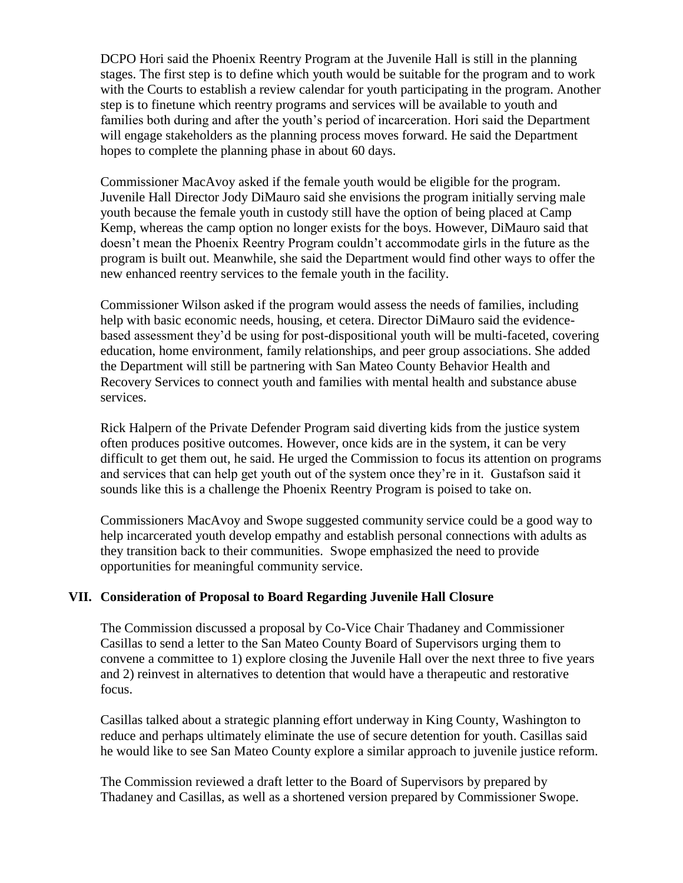DCPO Hori said the Phoenix Reentry Program at the Juvenile Hall is still in the planning stages. The first step is to define which youth would be suitable for the program and to work with the Courts to establish a review calendar for youth participating in the program. Another step is to finetune which reentry programs and services will be available to youth and families both during and after the youth's period of incarceration. Hori said the Department will engage stakeholders as the planning process moves forward. He said the Department hopes to complete the planning phase in about 60 days.

Commissioner MacAvoy asked if the female youth would be eligible for the program. Juvenile Hall Director Jody DiMauro said she envisions the program initially serving male youth because the female youth in custody still have the option of being placed at Camp Kemp, whereas the camp option no longer exists for the boys. However, DiMauro said that doesn't mean the Phoenix Reentry Program couldn't accommodate girls in the future as the program is built out. Meanwhile, she said the Department would find other ways to offer the new enhanced reentry services to the female youth in the facility.

Commissioner Wilson asked if the program would assess the needs of families, including help with basic economic needs, housing, et cetera. Director DiMauro said the evidence-based assessment they'd be using for post-dispositional youth will be multi-faceted, covering education, home environment, family relationships, and peer group associations. She added the Department will still be partnering with San Mateo County Behavior Health and Recovery Services to connect youth and families with mental health and substance abuse services.

Rick Halpern of the Private Defender Program said diverting kids from the justice system often produces positive outcomes. However, once kids are in the system, it can be very difficult to get them out, he said. He urged the Commission to focus its attention on programs and services that can help get youth out of the system once they're in it. Gustafson said it sounds like this is a challenge the Phoenix Reentry Program is poised to take on.

Commissioners MacAvoy and Swope suggested community service could be a good way to help incarcerated youth develop empathy and establish personal connections with adults as they transition back to their communities. Swope emphasized the need to provide opportunities for meaningful community service.

## VII. Consideration of Proposal to Board Regarding Juvenile Hall Closure

The Commission discussed a proposal by Co-Vice Chair Thadaney and Commissioner Casillas to send a letter to the San Mateo County Board of Supervisors urging them to convene a committee to 1) explore closing the Juvenile Hall over the next three to five years and 2) reinvest in alternatives to detention that would have a therapeutic and restorative focus.

Casillas talked about a strategic planning effort underway in King County, Washington to reduce and perhaps ultimately eliminate the use of secure detention for youth. Casillas said he would like to see San Mateo County explore a similar approach to juvenile justice reform.

The Commission reviewed a draft letter to the Board of Supervisors by prepared by Thadaney and Casillas, as well as a shortened version prepared by Commissioner Swope.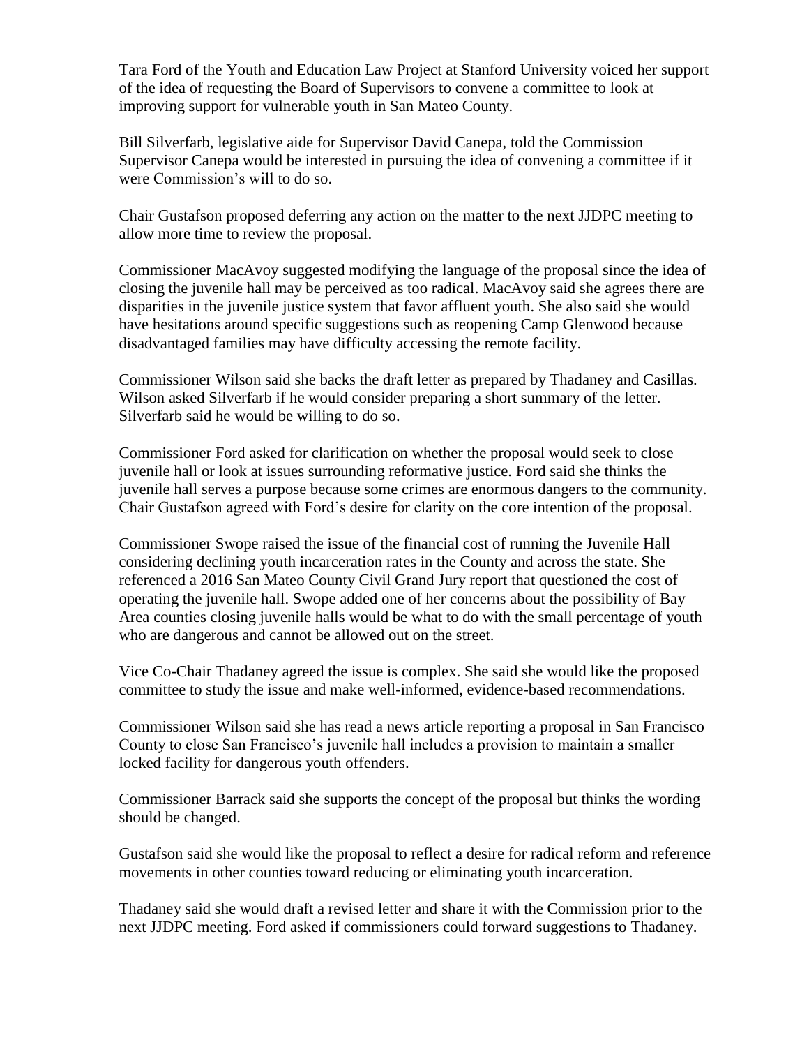Tara Ford of the Youth and Education Law Project at Stanford University voiced her support of the idea of requesting the Board of Supervisors to convene a committee to look at improving support for vulnerable youth in San Mateo County.

Bill Silverfarb, legislative aide for Supervisor David Canepa, told the Commission Supervisor Canepa would be interested in pursuing the idea of convening a committee if it were Commission's will to do so.

Chair Gustafson proposed deferring any action on the matter to the next JJDPC meeting to allow more time to review the proposal.

Commissioner MacAvoy suggested modifying the language of the proposal since the idea of closing the juvenile hall may be perceived as too radical. MacAvoy said she agrees there are disparities in the juvenile justice system that favor affluent youth. She also said she would have hesitations around specific suggestions such as reopening Camp Glenwood because disadvantaged families may have difficulty accessing the remote facility.

Commissioner Wilson said she backs the draft letter as prepared by Thadaney and Casillas. Wilson asked Silverfarb if he would consider preparing a short summary of the letter. Silverfarb said he would be willing to do so.

Commissioner Ford asked for clarification on whether the proposal would seek to close juvenile hall or look at issues surrounding reformative justice. Ford said she thinks the juvenile hall serves a purpose because some crimes are enormous dangers to the community. Chair Gustafson agreed with Ford's desire for clarity on the core intention of the proposal.

Commissioner Swope raised the issue of the financial cost of running the Juvenile Hall considering declining youth incarceration rates in the County and across the state. She referenced a 2016 San Mateo County Civil Grand Jury report that questioned the cost of operating the juvenile hall. Swope added one of her concerns about the possibility of Bay Area counties closing juvenile halls would be what to do with the small percentage of youth who are dangerous and cannot be allowed out on the street.

Vice Co-Chair Thadaney agreed the issue is complex. She said she would like the proposed committee to study the issue and make well-informed, evidence-based recommendations.

Commissioner Wilson said she has read a news article reporting a proposal in San Francisco County to close San Francisco's juvenile hall includes a provision to maintain a smaller locked facility for dangerous youth offenders.

Commissioner Barrack said she supports the concept of the proposal but thinks the wording should be changed.

Gustafson said she would like the proposal to reflect a desire for radical reform and reference movements in other counties toward reducing or eliminating youth incarceration.

Thadaney said she would draft a revised letter and share it with the Commission prior to the next JJDPC meeting. Ford asked if commissioners could forward suggestions to Thadaney.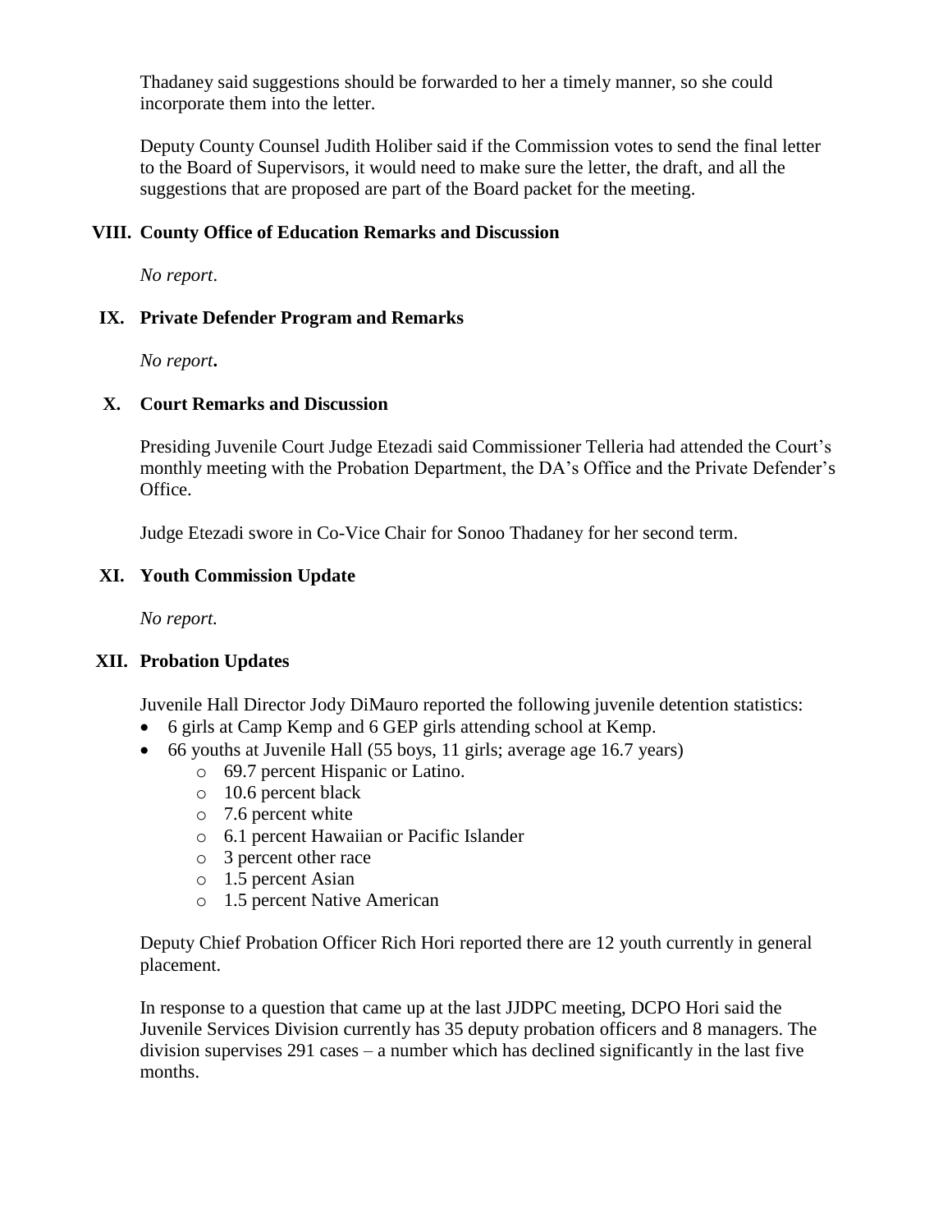Thadaney said suggestions should be forwarded to her a timely manner, so she could incorporate them into the letter.

Deputy County Counsel Judith Holiber said if the Commission votes to send the final letter to the Board of Supervisors, it would need to make sure the letter, the draft, and all the suggestions that are proposed are part of the Board packet for the meeting.

## VIII. County Office of Education Remarks and Discussion

*No report*.

## IX. Private Defender Program and Remarks

*No report***.**

## X. Court Remarks and Discussion

Presiding Juvenile Court Judge Etezadi said Commissioner Telleria had attended the Court's monthly meeting with the Probation Department, the DA's Office and the Private Defender's Office.

Judge Etezadi swore in Co-Vice Chair for Sonoo Thadaney for her second term.

## XI. Youth Commission Update

*No report.*

## XII. Probation Updates

Juvenile Hall Director Jody DiMauro reported the following juvenile detention statistics:

- 6 girls at Camp Kemp and 6 GEP girls attending school at Kemp.
- 66 youths at Juvenile Hall (55 boys, 11 girls; average age 16.7 years)
  - 69.7 percent Hispanic or Latino.
  - 10.6 percent black
  - 7.6 percent white
  - 6.1 percent Hawaiian or Pacific Islander
  - 3 percent other race
  - 1.5 percent Asian
  - 1.5 percent Native American

Deputy Chief Probation Officer Rich Hori reported there are 12 youth currently in general placement.

In response to a question that came up at the last JJDPC meeting, DCPO Hori said the Juvenile Services Division currently has 35 deputy probation officers and 8 managers. The division supervises 291 cases – a number which has declined significantly in the last five months.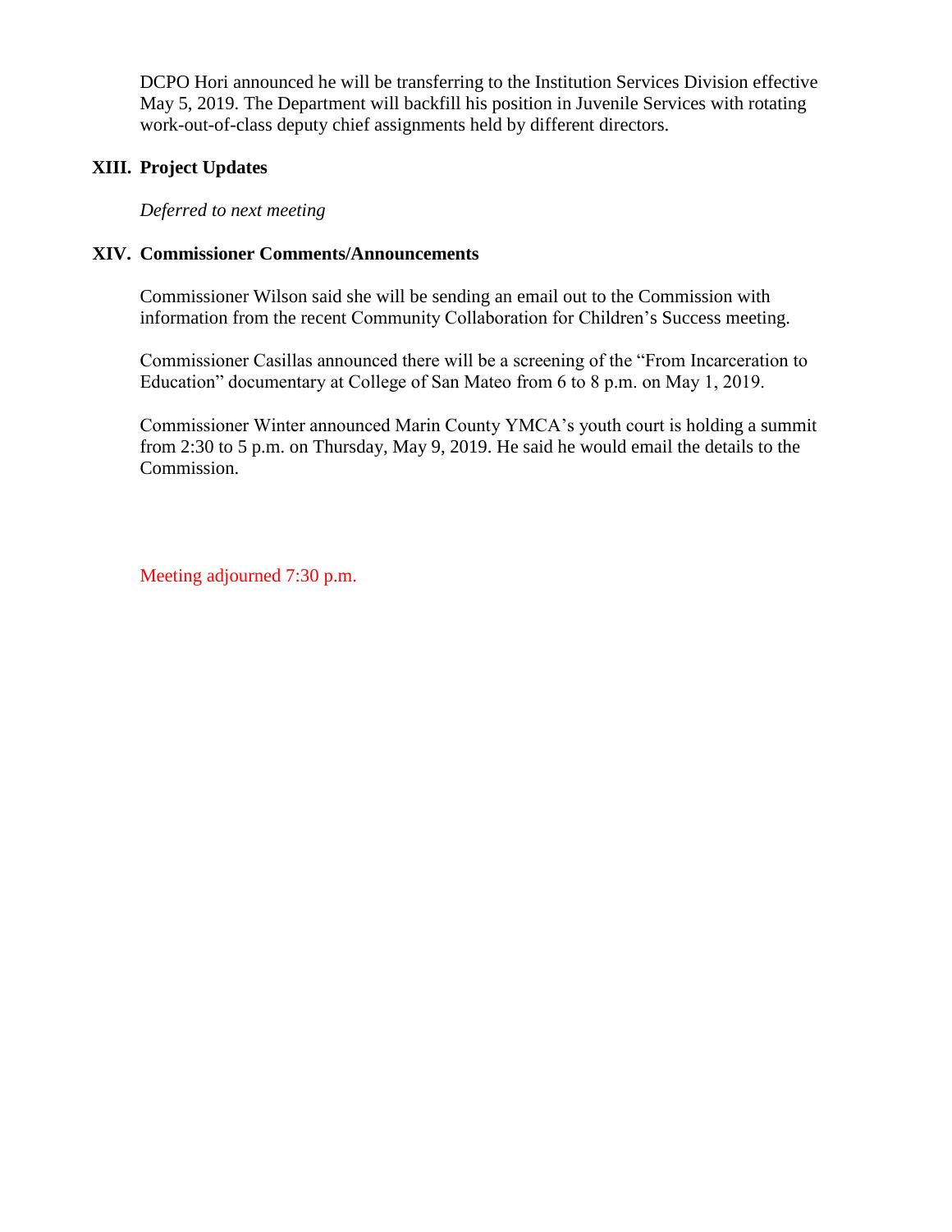DCPO Hori announced he will be transferring to the Institution Services Division effective May 5, 2019. The Department will backfill his position in Juvenile Services with rotating work-out-of-class deputy chief assignments held by different directors.

## XIII. Project Updates

*Deferred to next meeting*

## XIV. Commissioner Comments/Announcements

Commissioner Wilson said she will be sending an email out to the Commission with information from the recent Community Collaboration for Children's Success meeting.

Commissioner Casillas announced there will be a screening of the "From Incarceration to Education" documentary at College of San Mateo from 6 to 8 p.m. on May 1, 2019.

Commissioner Winter announced Marin County YMCA's youth court is holding a summit from 2:30 to 5 p.m. on Thursday, May 9, 2019. He said he would email the details to the Commission.

Meeting adjourned 7:30 p.m.